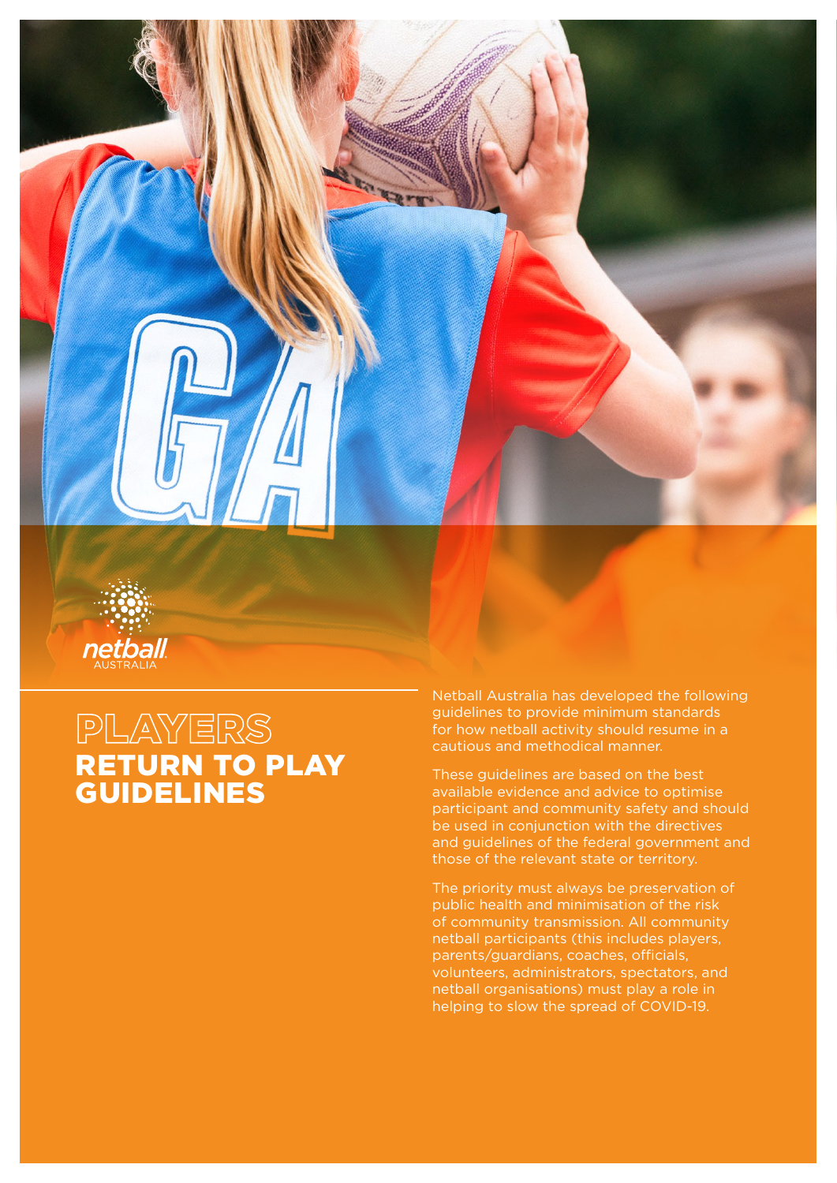# PLAYERS
# RETURN TO PLAY GUIDELINES

Netball Australia has developed the following guidelines to provide minimum standards for how netball activity should resume in a cautious and methodical manner.

These guidelines are based on the best available evidence and advice to optimise participant and community safety and should be used in conjunction with the directives and guidelines of the federal government and those of the relevant state or territory.

The priority must always be preservation of public health and minimisation of the risk of community transmission. All community netball participants (this includes players, parents/guardians, coaches, officials, volunteers, administrators, spectators, and netball organisations) must play a role in helping to slow the spread of COVID-19.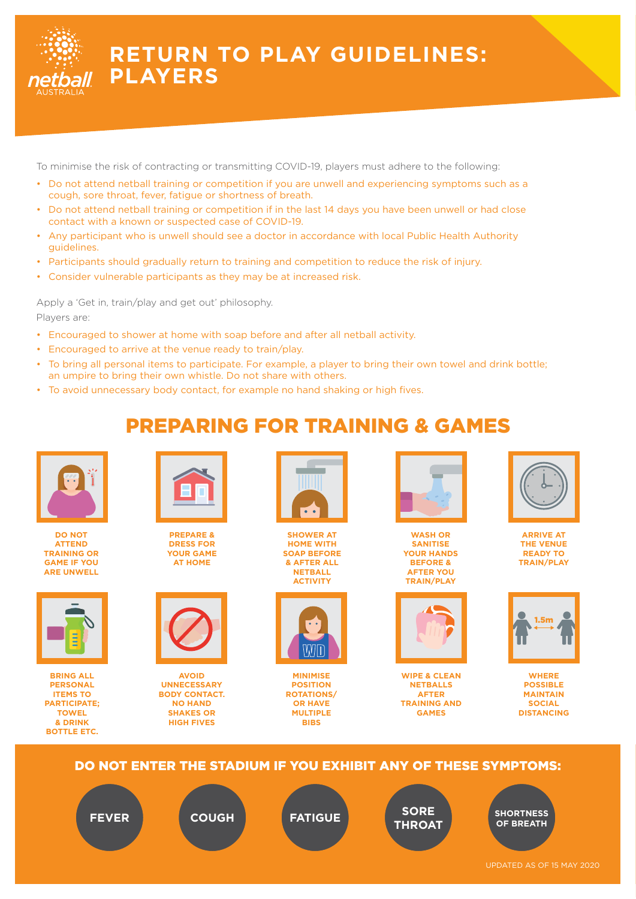# RETURN TO PLAY GUIDELINES: PLAYERS

To minimise the risk of contracting or transmitting COVID-19, players must adhere to the following:

- Do not attend netball training or competition if you are unwell and experiencing symptoms such as a cough, sore throat, fever, fatigue or shortness of breath.
- Do not attend netball training or competition if in the last 14 days you have been unwell or had close contact with a known or suspected case of COVID-19.
- Any participant who is unwell should see a doctor in accordance with local Public Health Authority guidelines.
- Participants should gradually return to training and competition to reduce the risk of injury.
- Consider vulnerable participants as they may be at increased risk.

Apply a 'Get in, train/play and get out' philosophy.

Players are:

- Encouraged to shower at home with soap before and after all netball activity.
- Encouraged to arrive at the venue ready to train/play.
- To bring all personal items to participate. For example, a player to bring their own towel and drink bottle; an umpire to bring their own whistle. Do not share with others.
- To avoid unnecessary body contact, for example no hand shaking or high fives.

## PREPARING FOR TRAINING & GAMES

**DO NOT ATTEND TRAINING OR GAME IF YOU ARE UNWELL**

**PREPARE & DRESS FOR YOUR GAME AT HOME**

**SHOWER AT HOME WITH SOAP BEFORE & AFTER ALL NETBALL ACTIVITY**

**WASH OR SANITISE YOUR HANDS BEFORE & AFTER YOU TRAIN/PLAY**

**ARRIVE AT THE VENUE READY TO TRAIN/PLAY**

**BRING ALL PERSONAL ITEMS TO PARTICIPATE; TOWEL & DRINK BOTTLE ETC.**

**AVOID UNNECESSARY BODY CONTACT. NO HAND SHAKES OR HIGH FIVES**

**MINIMISE POSITION ROTATIONS/ OR HAVE MULTIPLE BIBS**

**WIPE & CLEAN NETBALLS AFTER TRAINING AND GAMES**

1.5m

**WHERE POSSIBLE MAINTAIN SOCIAL DISTANCING**

## DO NOT ENTER THE STADIUM IF YOU EXHIBIT ANY OF THESE SYMPTOMS:

- FEVER
- COUGH
- FATIGUE
- SORE THROAT
- SHORTNESS OF BREATH

UPDATED AS OF 15 MAY 2020